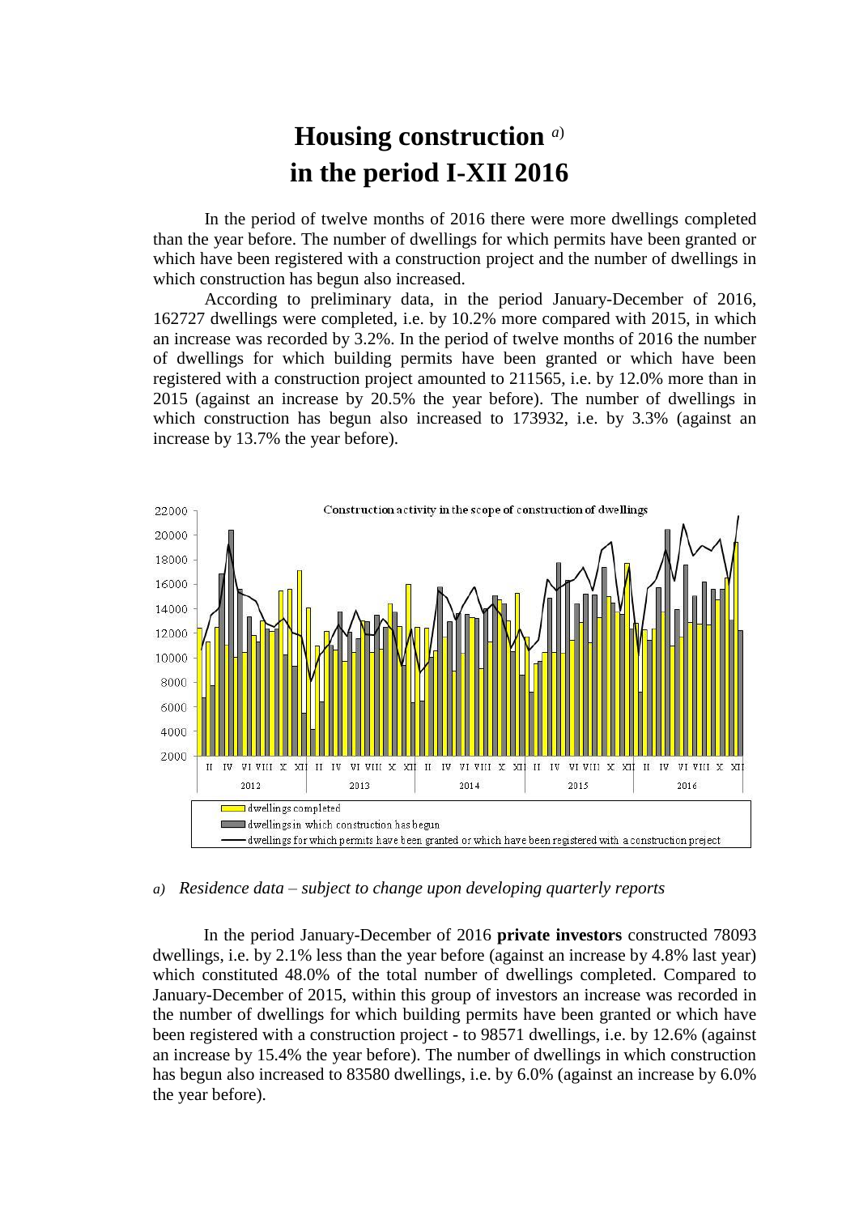# Housing construction [a] in the period I-XII 2016

In the period of twelve months of 2016 there were more dwellings completed than the year before. The number of dwellings for which permits have been granted or which have been registered with a construction project and the number of dwellings in which construction has begun also increased.

According to preliminary data, in the period January-December of 2016, 162727 dwellings were completed, i.e. by 10.2% more compared with 2015, in which an increase was recorded by 3.2%. In the period of twelve months of 2016 the number of dwellings for which building permits have been granted or which have been registered with a construction project amounted to 211565, i.e. by 12.0% more than in 2015 (against an increase by 20.5% the year before). The number of dwellings in which construction has begun also increased to 173932, i.e. by 3.3% (against an increase by 13.7% the year before).

Construction activity in the scope of construction of dwellings

- dwellings completed
- dwellings in which construction has begun
- dwellings for which permits have been granted or which have been registered with a construction preject

*a) Residence data – subject to change upon developing quarterly reports*

In the period January-December of 2016 **private investors** constructed 78093 dwellings, i.e. by 2.1% less than the year before (against an increase by 4.8% last year) which constituted 48.0% of the total number of dwellings completed. Compared to January-December of 2015, within this group of investors an increase was recorded in the number of dwellings for which building permits have been granted or which have been registered with a construction project - to 98571 dwellings, i.e. by 12.6% (against an increase by 15.4% the year before). The number of dwellings in which construction has begun also increased to 83580 dwellings, i.e. by 6.0% (against an increase by 6.0% the year before).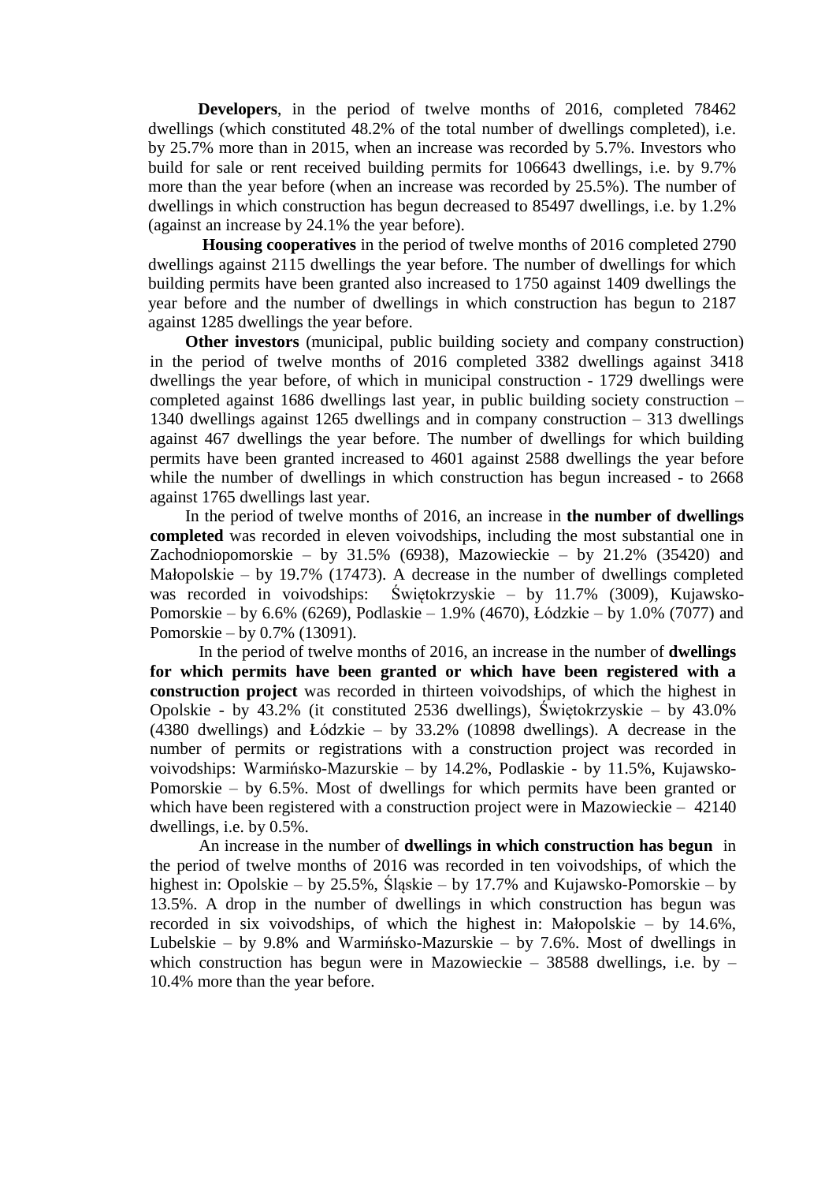**Developers**, in the period of twelve months of 2016, completed 78462 dwellings (which constituted 48.2% of the total number of dwellings completed), i.e. by 25.7% more than in 2015, when an increase was recorded by 5.7%. Investors who build for sale or rent received building permits for 106643 dwellings, i.e. by 9.7% more than the year before (when an increase was recorded by 25.5%). The number of dwellings in which construction has begun decreased to 85497 dwellings, i.e. by 1.2% (against an increase by 24.1% the year before).

**Housing cooperatives** in the period of twelve months of 2016 completed 2790 dwellings against 2115 dwellings the year before. The number of dwellings for which building permits have been granted also increased to 1750 against 1409 dwellings the year before and the number of dwellings in which construction has begun to 2187 against 1285 dwellings the year before.

**Other investors** (municipal, public building society and company construction) in the period of twelve months of 2016 completed 3382 dwellings against 3418 dwellings the year before, of which in municipal construction - 1729 dwellings were completed against 1686 dwellings last year, in public building society construction – 1340 dwellings against 1265 dwellings and in company construction – 313 dwellings against 467 dwellings the year before. The number of dwellings for which building permits have been granted increased to 4601 against 2588 dwellings the year before while the number of dwellings in which construction has begun increased - to 2668 against 1765 dwellings last year.

In the period of twelve months of 2016, an increase in **the number of dwellings completed** was recorded in eleven voivodships, including the most substantial one in Zachodniopomorskie – by 31.5% (6938), Mazowieckie – by 21.2% (35420) and Małopolskie – by 19.7% (17473). A decrease in the number of dwellings completed was recorded in voivodships: Świętokrzyskie – by 11.7% (3009), Kujawsko-Pomorskie – by 6.6% (6269), Podlaskie – 1.9% (4670), Łódzkie – by 1.0% (7077) and Pomorskie – by 0.7% (13091).

In the period of twelve months of 2016, an increase in the number of **dwellings for which permits have been granted or which have been registered with a construction project** was recorded in thirteen voivodships, of which the highest in Opolskie - by 43.2% (it constituted 2536 dwellings), Świętokrzyskie – by 43.0% (4380 dwellings) and Łódzkie – by 33.2% (10898 dwellings). A decrease in the number of permits or registrations with a construction project was recorded in voivodships: Warmińsko-Mazurskie – by 14.2%, Podlaskie - by 11.5%, Kujawsko-Pomorskie – by 6.5%. Most of dwellings for which permits have been granted or which have been registered with a construction project were in Mazowieckie – 42140 dwellings, i.e. by 0.5%.

An increase in the number of **dwellings in which construction has begun** in the period of twelve months of 2016 was recorded in ten voivodships, of which the highest in: Opolskie – by 25.5%, Śląskie – by 17.7% and Kujawsko-Pomorskie – by 13.5%. A drop in the number of dwellings in which construction has begun was recorded in six voivodships, of which the highest in: Małopolskie – by 14.6%, Lubelskie – by 9.8% and Warmińsko-Mazurskie – by 7.6%. Most of dwellings in which construction has begun were in Mazowieckie – 38588 dwellings, i.e. by – 10.4% more than the year before.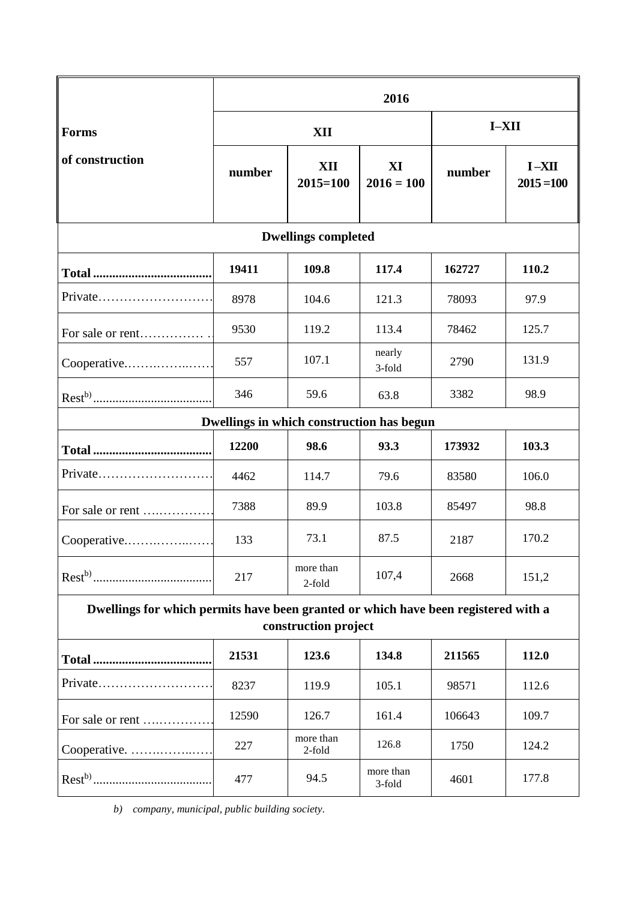| Forms of construction | 2016 | | | | |
|---|---|---|---|---|---|
| | XII | | | I–XII | |
| | number | XII 2015=100 | XI 2016 = 100 | number | I –XII 2015 =100 |
| **Dwellings completed** | | | | | |
| **Total** | **19411** | **109.8** | **117.4** | **162727** | **110.2** |
| Private | 8978 | 104.6 | 121.3 | 78093 | 97.9 |
| For sale or rent | 9530 | 119.2 | 113.4 | 78462 | 125.7 |
| Cooperative | 557 | 107.1 | nearly 3-fold | 2790 | 131.9 |
| Rest[b)] | 346 | 59.6 | 63.8 | 3382 | 98.9 |
| **Dwellings in which construction has begun** | | | | | |
| **Total** | **12200** | **98.6** | **93.3** | **173932** | **103.3** |
| Private | 4462 | 114.7 | 79.6 | 83580 | 106.0 |
| For sale or rent | 7388 | 89.9 | 103.8 | 85497 | 98.8 |
| Cooperative | 133 | 73.1 | 87.5 | 2187 | 170.2 |
| Rest[b)] | 217 | more than 2-fold | 107,4 | 2668 | 151,2 |
| **Dwellings for which permits have been granted or which have been registered with a construction project** | | | | | |
| **Total** | **21531** | **123.6** | **134.8** | **211565** | **112.0** |
| Private | 8237 | 119.9 | 105.1 | 98571 | 112.6 |
| For sale or rent | 12590 | 126.7 | 161.4 | 106643 | 109.7 |
| Cooperative. | 227 | more than 2-fold | 126.8 | 1750 | 124.2 |
| Rest[b)] | 477 | 94.5 | more than 3-fold | 4601 | 177.8 |

*b) company, municipal, public building society.*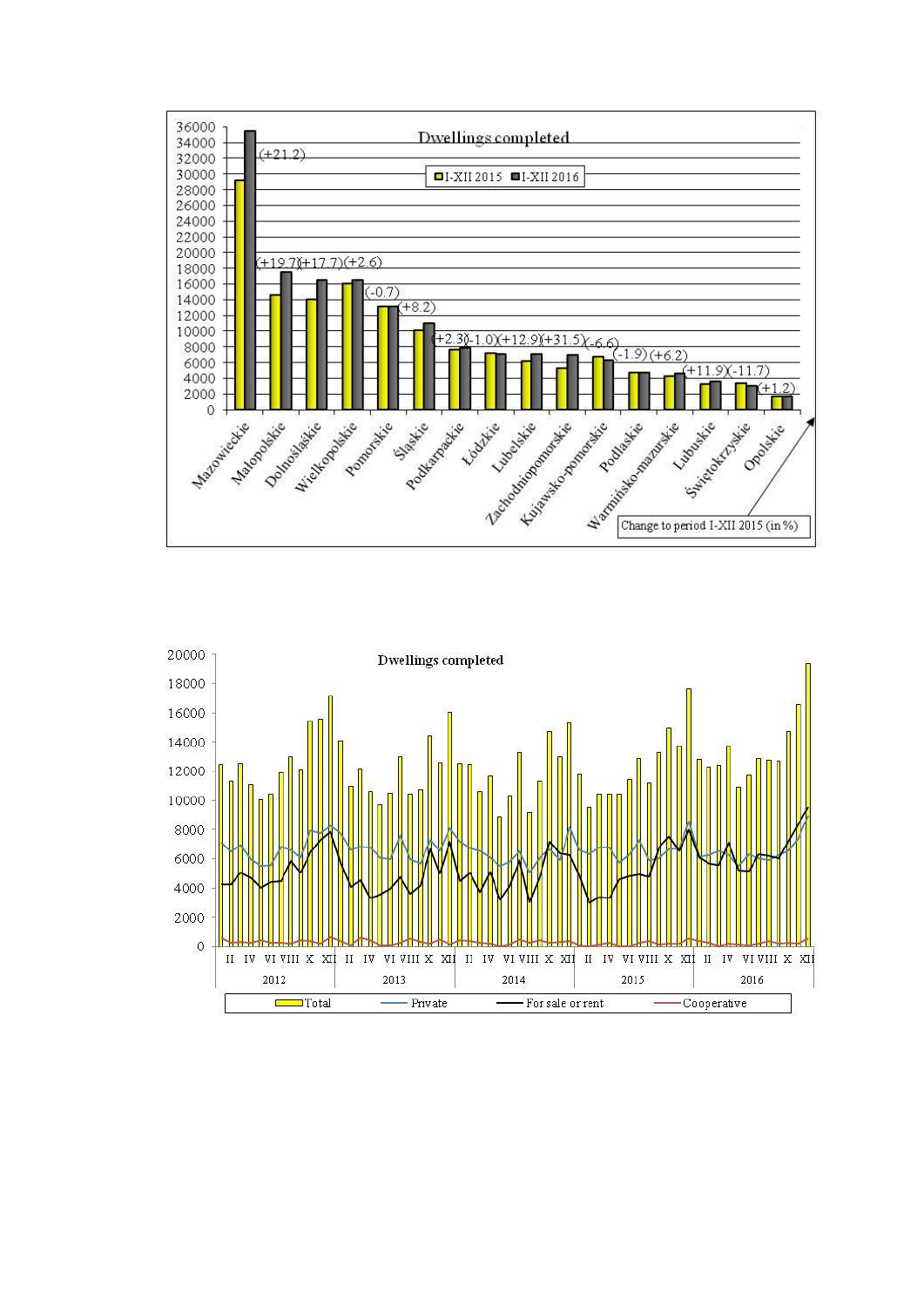**Dwellings completed**

I-XII 2015 | I-XII 2016

Change to period I-XII 2015 (in %)

| Voivodeship | Change to period I-XII 2015 (in %) |
|---|---|
| Mazowieckie | +21.2 |
| Małopolskie | +19.7 |
| Dolnośląskie | +17.7 |
| Wielkopolskie | +2.6 |
| Pomorskie | -0.7 |
| Śląskie | +8.2 |
| Podkarpackie | +2.3 |
| Łódzkie | -1.0 |
| Lubelskie | +12.9 |
| Zachodniopomorskie | +31.5 |
| Kujawsko-pomorskie | -6.6 |
| Podlaskie | -1.9 |
| Warmińsko-mazurskie | +6.2 |
| Lubuskie | +11.9 |
| Świętokrzyskie | -11.7 |
| Opolskie | +1.2 |

**Dwellings completed**

2012 | 2013 | 2014 | 2015 | 2016

Total | Private | For sale or rent | Cooperative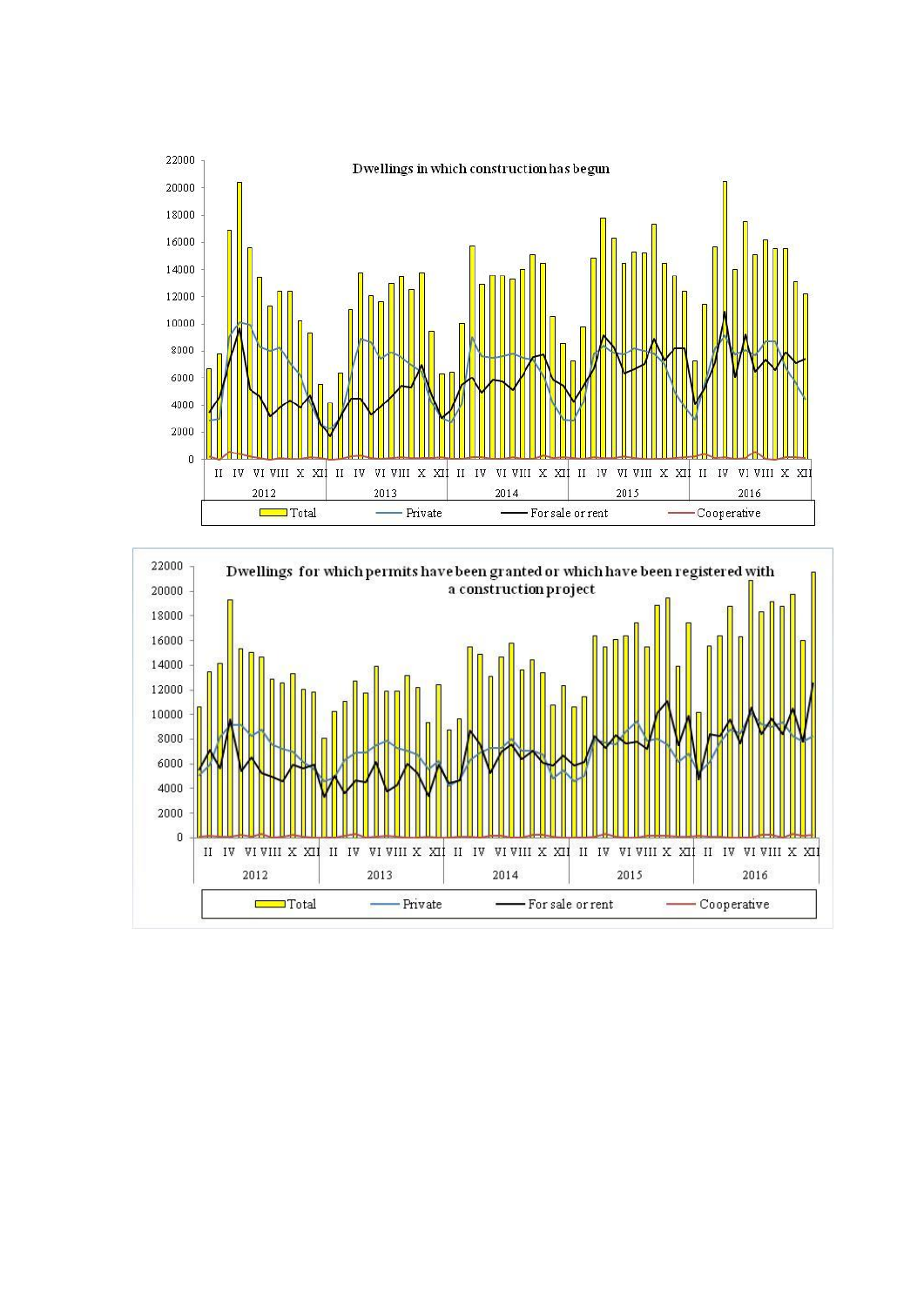Dwellings in which construction has begun

22000
20000
18000
16000
14000
12000
10000
8000
6000
4000
2000
0

II IV VI VIII X XII II IV VI VIII X XII II IV VI VIII X XII II IV VI VIII X XII II IV VI VIII X XII

2012 2013 2014 2015 2016

Total Private For sale or rent Cooperative

Dwellings for which permits have been granted or which have been registered with a construction project

22000
20000
18000
16000
14000
12000
10000
8000
6000
4000
2000
0

II IV VI VIII X XII II IV VI VIII X XII II IV VI VIII X XII II IV VI VIII X XII II IV VI VIII X XII

2012 2013 2014 2015 2016

Total Private For sale or rent Cooperative